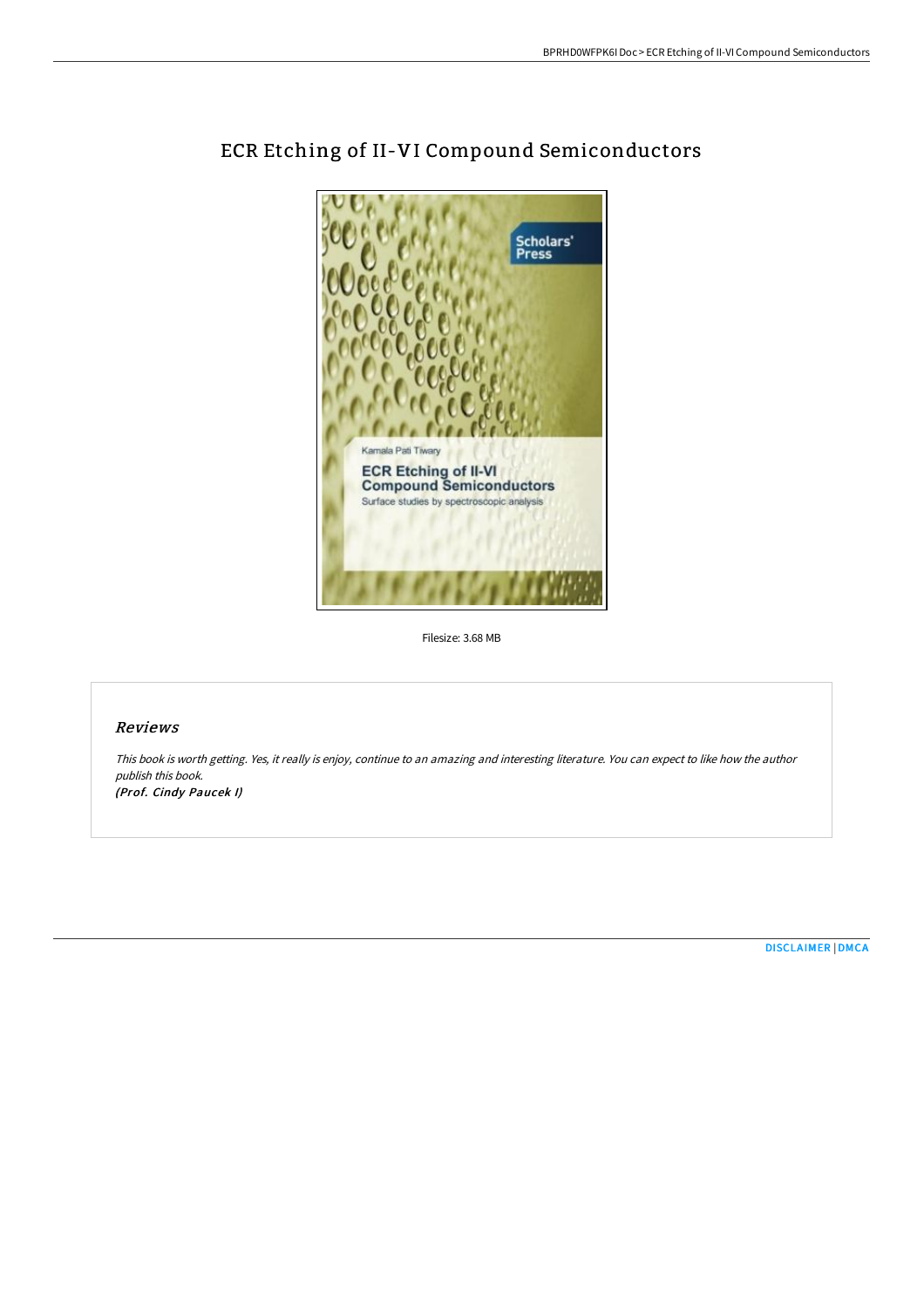# ECR Etching of II-VI Compound Semiconductors

Filesize: 3.68 MB

## *Reviews*

*This book is worth getting. Yes, it really is enjoy, continue to an amazing and interesting literature. You can expect to like how the author publish this book.*
***(Prof. Cindy Paucek I)***

DISCLAIMER | DMCA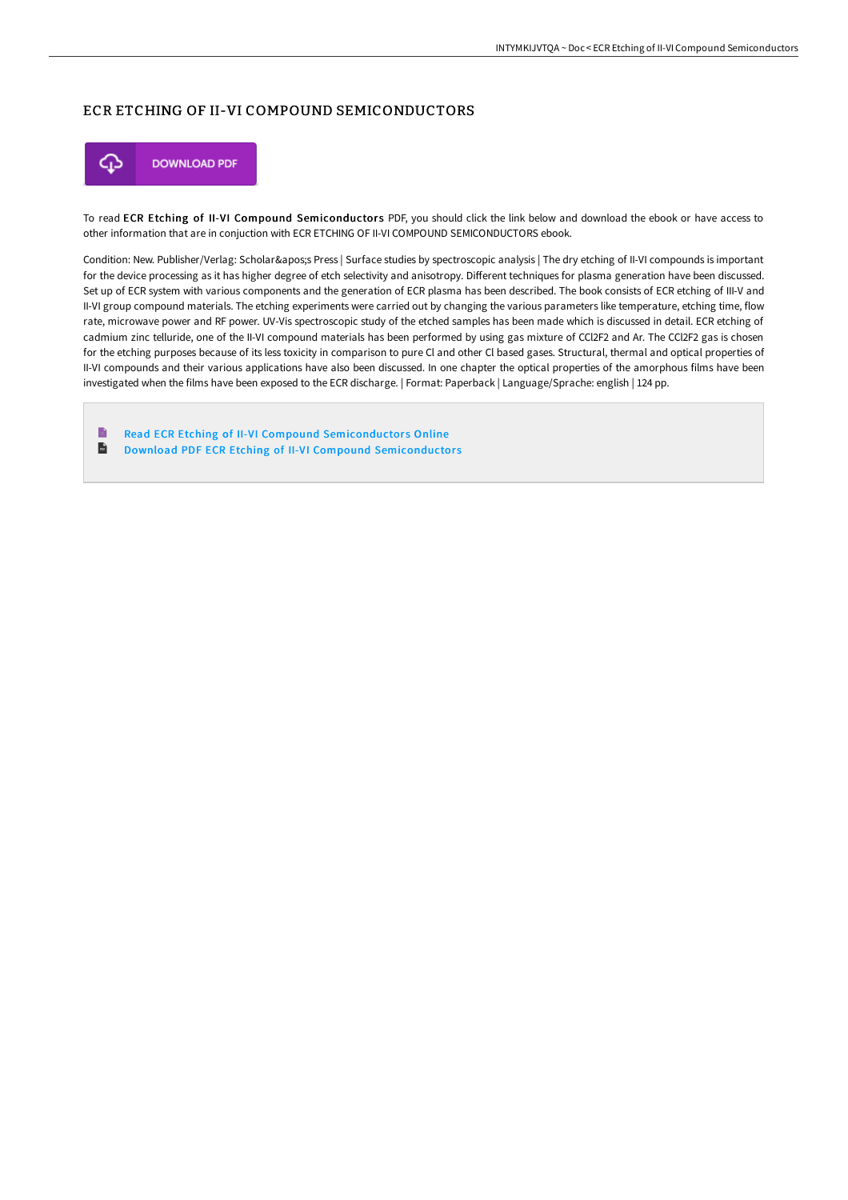# ECR ETCHING OF II-VI COMPOUND SEMICONDUCTORS

DOWNLOAD PDF

To read **ECR Etching of II-VI Compound Semiconductors** PDF, you should click the link below and download the ebook or have access to other information that are in conjuction with ECR ETCHING OF II-VI COMPOUND SEMICONDUCTORS ebook.

Condition: New. Publisher/Verlag: Scholar&apos;s Press | Surface studies by spectroscopic analysis | The dry etching of II-VI compounds is important for the device processing as it has higher degree of etch selectivity and anisotropy. Different techniques for plasma generation have been discussed. Set up of ECR system with various components and the generation of ECR plasma has been described. The book consists of ECR etching of III-V and II-VI group compound materials. The etching experiments were carried out by changing the various parameters like temperature, etching time, flow rate, microwave power and RF power. UV-Vis spectroscopic study of the etched samples has been made which is discussed in detail. ECR etching of cadmium zinc telluride, one of the II-VI compound materials has been performed by using gas mixture of $CCl_2F_2$ and Ar. The $CCl_2F_2$ gas is chosen for the etching purposes because of its less toxicity in comparison to pure Cl and other Cl based gases. Structural, thermal and optical properties of II-VI compounds and their various applications have also been discussed. In one chapter the optical properties of the amorphous films have been investigated when the films have been exposed to the ECR discharge. | Format: Paperback | Language/Sprache: english | 124 pp.

- Read ECR Etching of II-VI Compound Semiconductors Online
- Download PDF ECR Etching of II-VI Compound Semiconductors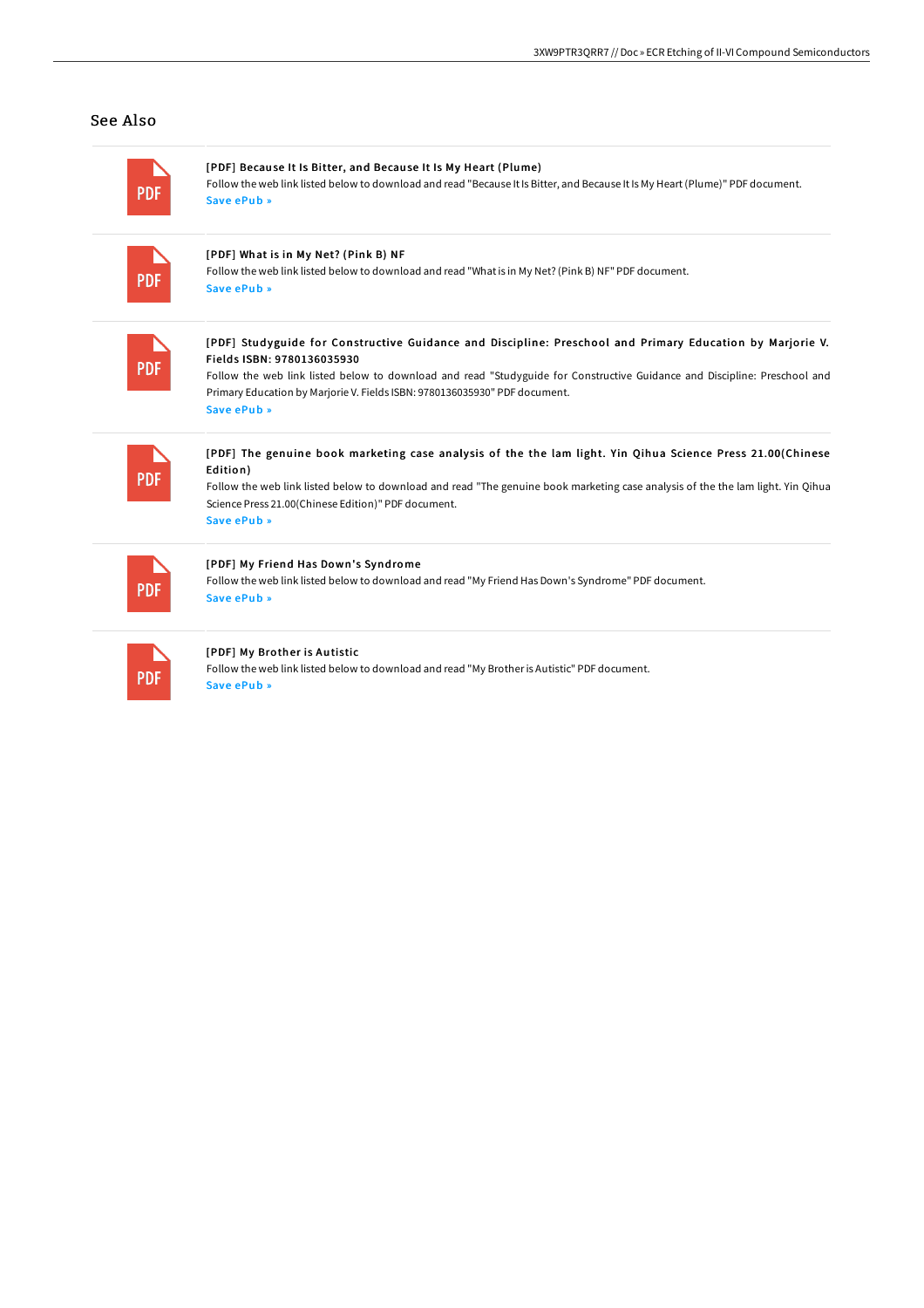## See Also

**[PDF] Because It Is Bitter, and Because It Is My Heart (Plume)**

Follow the web link listed below to download and read "Because It Is Bitter, and Because It Is My Heart (Plume)" PDF document.

Save ePub »

**[PDF] What is in My Net? (Pink B) NF**

Follow the web link listed below to download and read "What is in My Net? (Pink B) NF" PDF document.

Save ePub »

**[PDF] Studyguide for Constructive Guidance and Discipline: Preschool and Primary Education by Marjorie V. Fields ISBN: 9780136035930**

Follow the web link listed below to download and read "Studyguide for Constructive Guidance and Discipline: Preschool and Primary Education by Marjorie V. Fields ISBN: 9780136035930" PDF document.

Save ePub »

**[PDF] The genuine book marketing case analysis of the the lam light. Yin Qihua Science Press 21.00(Chinese Edition)**

Follow the web link listed below to download and read "The genuine book marketing case analysis of the the lam light. Yin Qihua Science Press 21.00(Chinese Edition)" PDF document.

Save ePub »

**[PDF] My Friend Has Down's Syndrome**

Follow the web link listed below to download and read "My Friend Has Down's Syndrome" PDF document.

Save ePub »

**[PDF] My Brother is Autistic**

Follow the web link listed below to download and read "My Brother is Autistic" PDF document.

Save ePub »